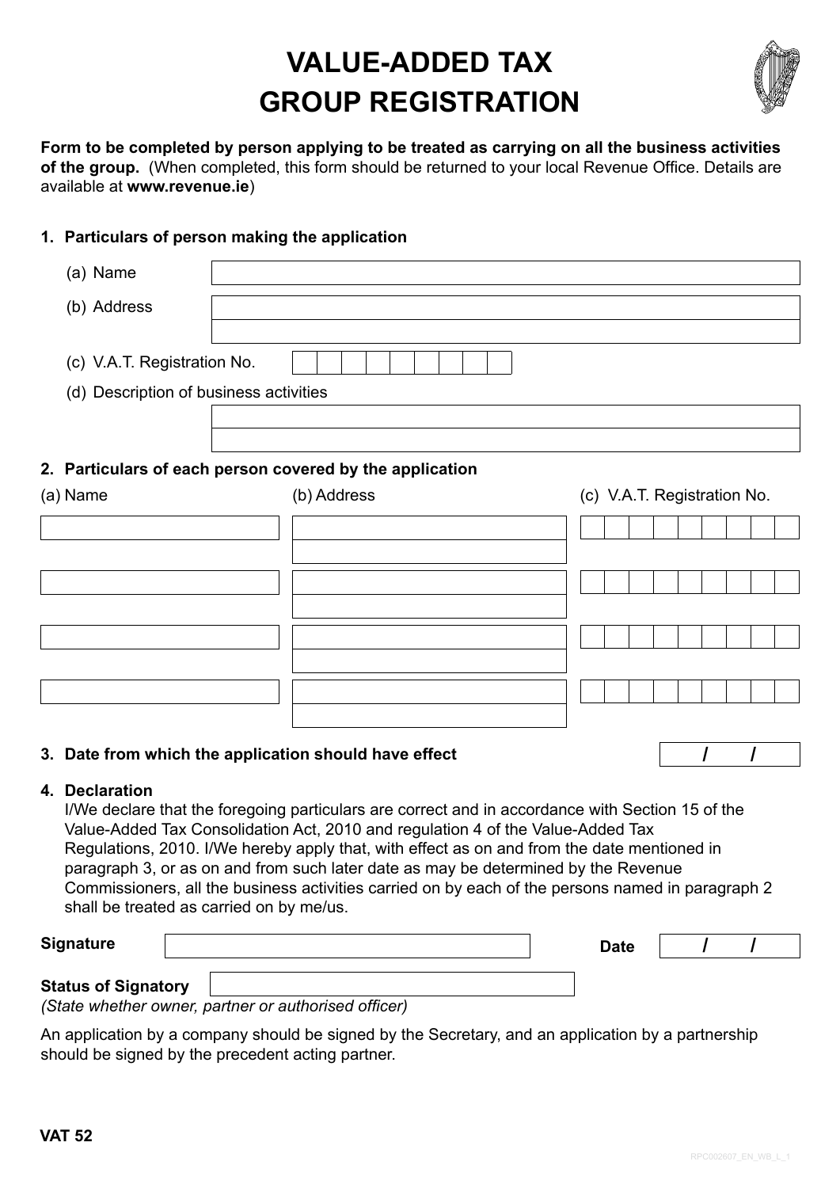# VALUE-ADDED TAX
# GROUP REGISTRATION

**Form to be completed by person applying to be treated as carrying on all the business activities of the group.** (When completed, this form should be returned to your local Revenue Office. Details are available at **www.revenue.ie**)

**1. Particulars of person making the application**

(a) Name

(b) Address

(c) V.A.T. Registration No.

(d) Description of business activities

**2. Particulars of each person covered by the application**

| (a) Name | (b) Address | (c) V.A.T. Registration No. |
|---|---|---|
| | | |
| | | |
| | | |
| | | |

**3. Date from which the application should have effect** &nbsp; / &nbsp; /

**4. Declaration**

I/We declare that the foregoing particulars are correct and in accordance with Section 15 of the Value-Added Tax Consolidation Act, 2010 and regulation 4 of the Value-Added Tax Regulations, 2010. I/We hereby apply that, with effect as on and from the date mentioned in paragraph 3, or as on and from such later date as may be determined by the Revenue Commissioners, all the business activities carried on by each of the persons named in paragraph 2 shall be treated as carried on by me/us.

**Signature** &nbsp;&nbsp;&nbsp;&nbsp; **Date** &nbsp; / &nbsp; /

**Status of Signatory**
*(State whether owner, partner or authorised officer)*

An application by a company should be signed by the Secretary, and an application by a partnership should be signed by the precedent acting partner.

**VAT 52**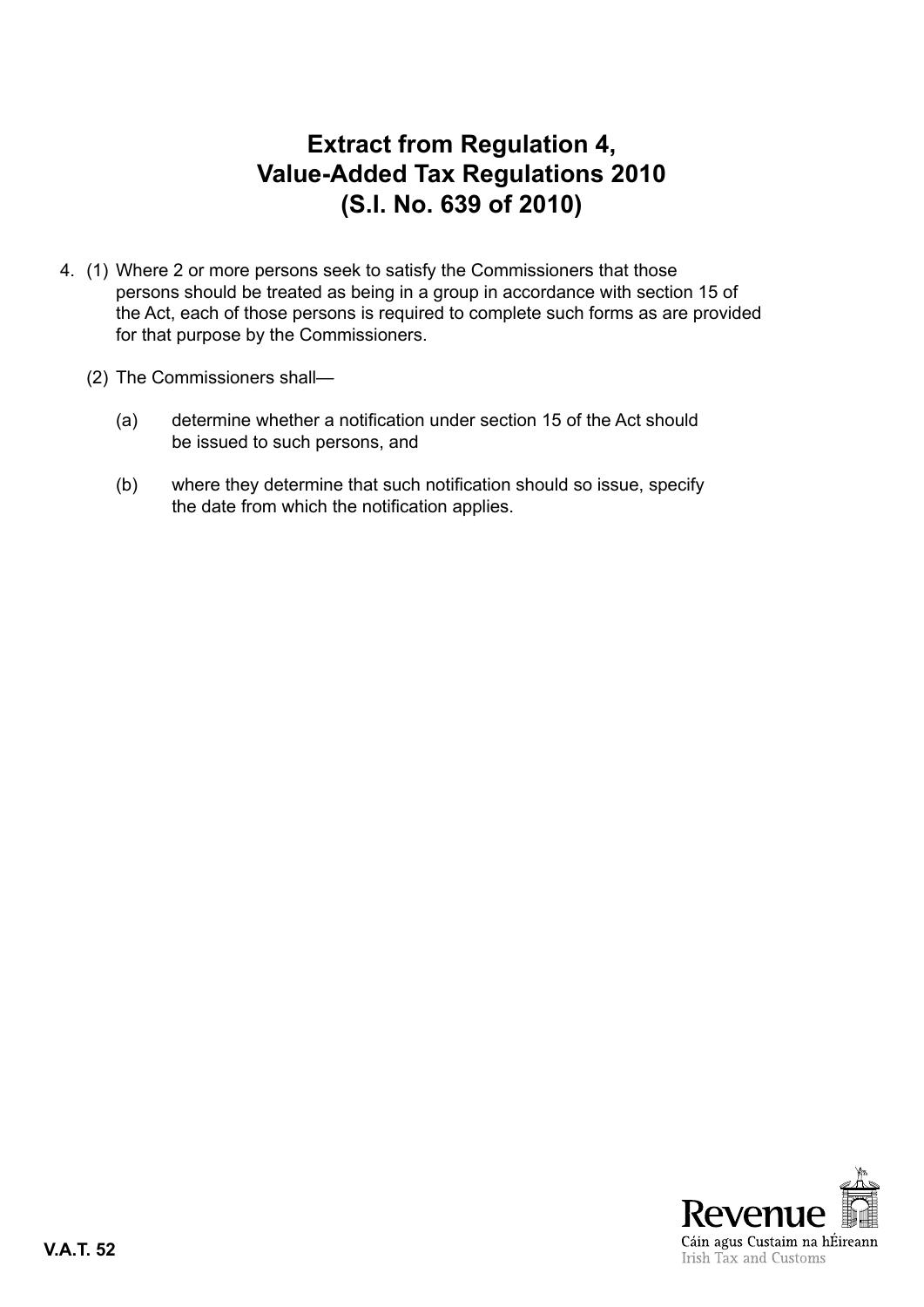# Extract from Regulation 4, Value-Added Tax Regulations 2010 (S.I. No. 639 of 2010)

4. (1) Where 2 or more persons seek to satisfy the Commissioners that those persons should be treated as being in a group in accordance with section 15 of the Act, each of those persons is required to complete such forms as are provided for that purpose by the Commissioners.

   (2) The Commissioners shall—

   (a) determine whether a notification under section 15 of the Act should be issued to such persons, and

   (b) where they determine that such notification should so issue, specify the date from which the notification applies.

**V.A.T. 52**

Revenue
Cáin agus Custaim na hÉireann
Irish Tax and Customs